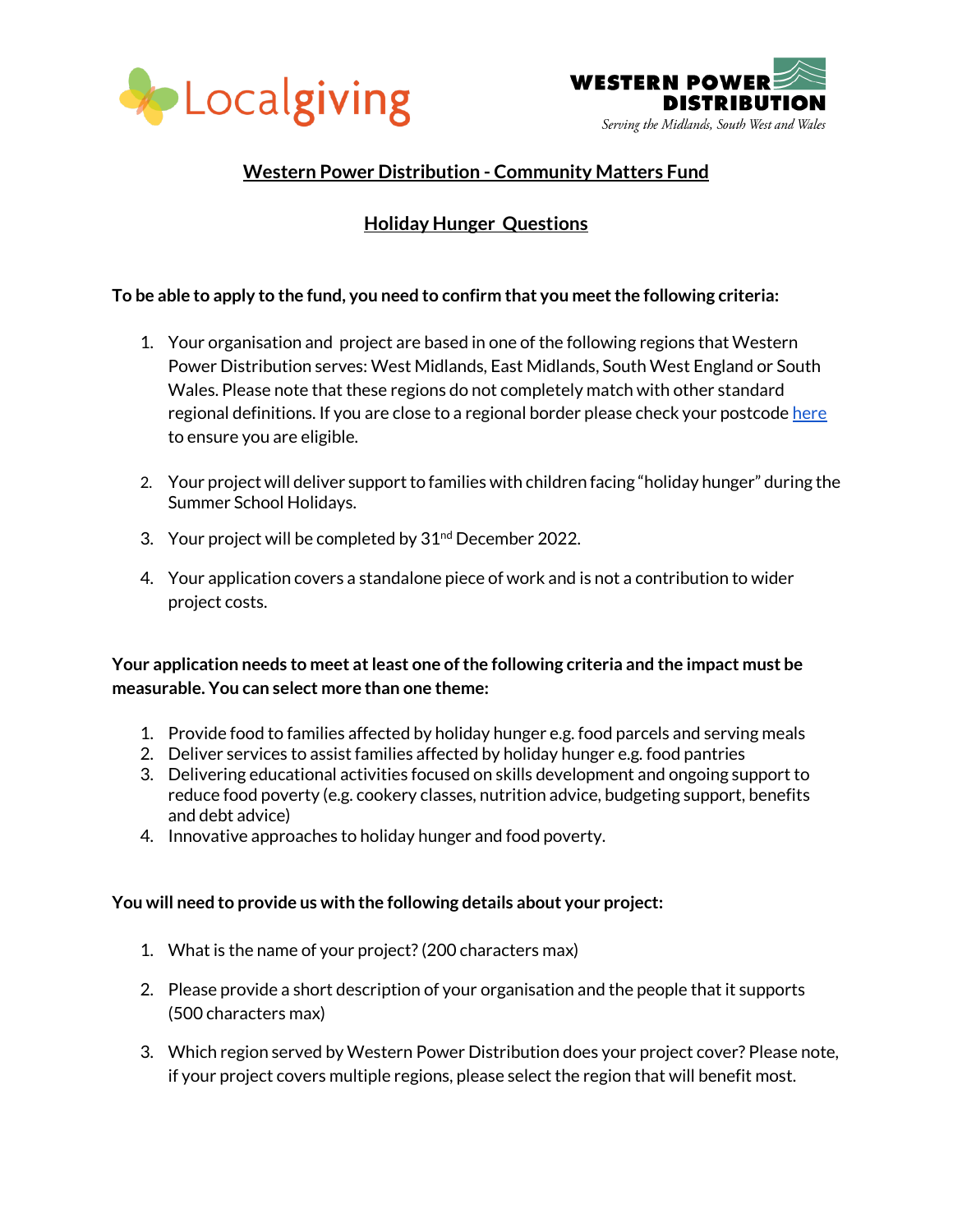# Western Power Distribution - Community Matters Fund

## Holiday Hunger Questions

**To be able to apply to the fund, you need to confirm that you meet the following criteria:**

1. Your organisation and project are based in one of the following regions that Western Power Distribution serves: West Midlands, East Midlands, South West England or South Wales. Please note that these regions do not completely match with other standard regional definitions. If you are close to a regional border please check your postcode here to ensure you are eligible.

2. Your project will deliver support to families with children facing "holiday hunger" during the Summer School Holidays.

3. Your project will be completed by 31st December 2022.

4. Your application covers a standalone piece of work and is not a contribution to wider project costs.

**Your application needs to meet at least one of the following criteria and the impact must be measurable. You can select more than one theme:**

1. Provide food to families affected by holiday hunger e.g. food parcels and serving meals
2. Deliver services to assist families affected by holiday hunger e.g. food pantries
3. Delivering educational activities focused on skills development and ongoing support to reduce food poverty (e.g. cookery classes, nutrition advice, budgeting support, benefits and debt advice)
4. Innovative approaches to holiday hunger and food poverty.

**You will need to provide us with the following details about your project:**

1. What is the name of your project? (200 characters max)

2. Please provide a short description of your organisation and the people that it supports (500 characters max)

3. Which region served by Western Power Distribution does your project cover? Please note, if your project covers multiple regions, please select the region that will benefit most.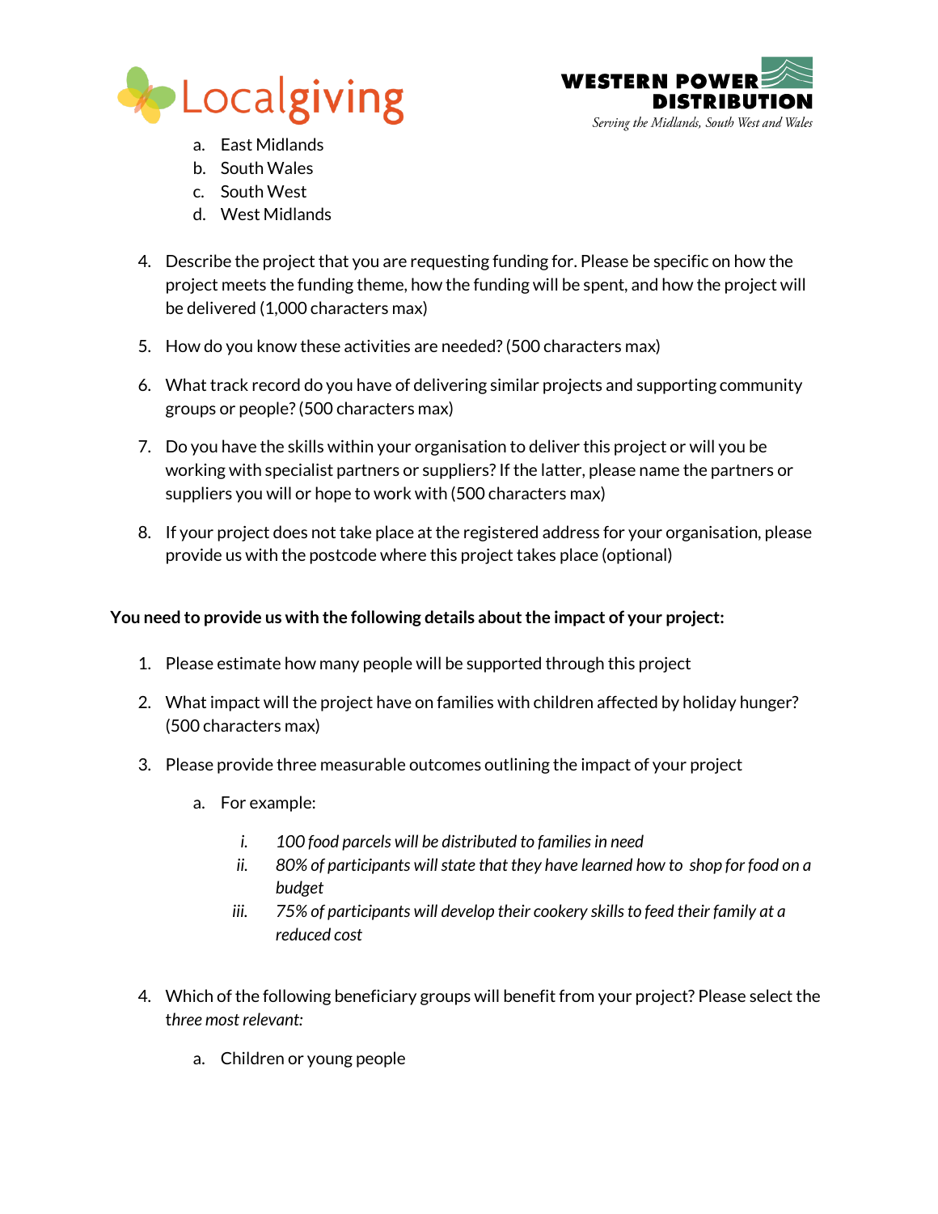a. East Midlands
b. South Wales
c. South West
d. West Midlands

4. Describe the project that you are requesting funding for. Please be specific on how the project meets the funding theme, how the funding will be spent, and how the project will be delivered (1,000 characters max)

5. How do you know these activities are needed? (500 characters max)

6. What track record do you have of delivering similar projects and supporting community groups or people? (500 characters max)

7. Do you have the skills within your organisation to deliver this project or will you be working with specialist partners or suppliers? If the latter, please name the partners or suppliers you will or hope to work with (500 characters max)

8. If your project does not take place at the registered address for your organisation, please provide us with the postcode where this project takes place (optional)

**You need to provide us with the following details about the impact of your project:**

1. Please estimate how many people will be supported through this project

2. What impact will the project have on families with children affected by holiday hunger? (500 characters max)

3. Please provide three measurable outcomes outlining the impact of your project

   a. For example:

      i. *100 food parcels will be distributed to families in need*
      ii. *80% of participants will state that they have learned how to shop for food on a budget*
      iii. *75% of participants will develop their cookery skills to feed their family at a reduced cost*

4. Which of the following beneficiary groups will benefit from your project? Please select the *three most relevant:*

   a. Children or young people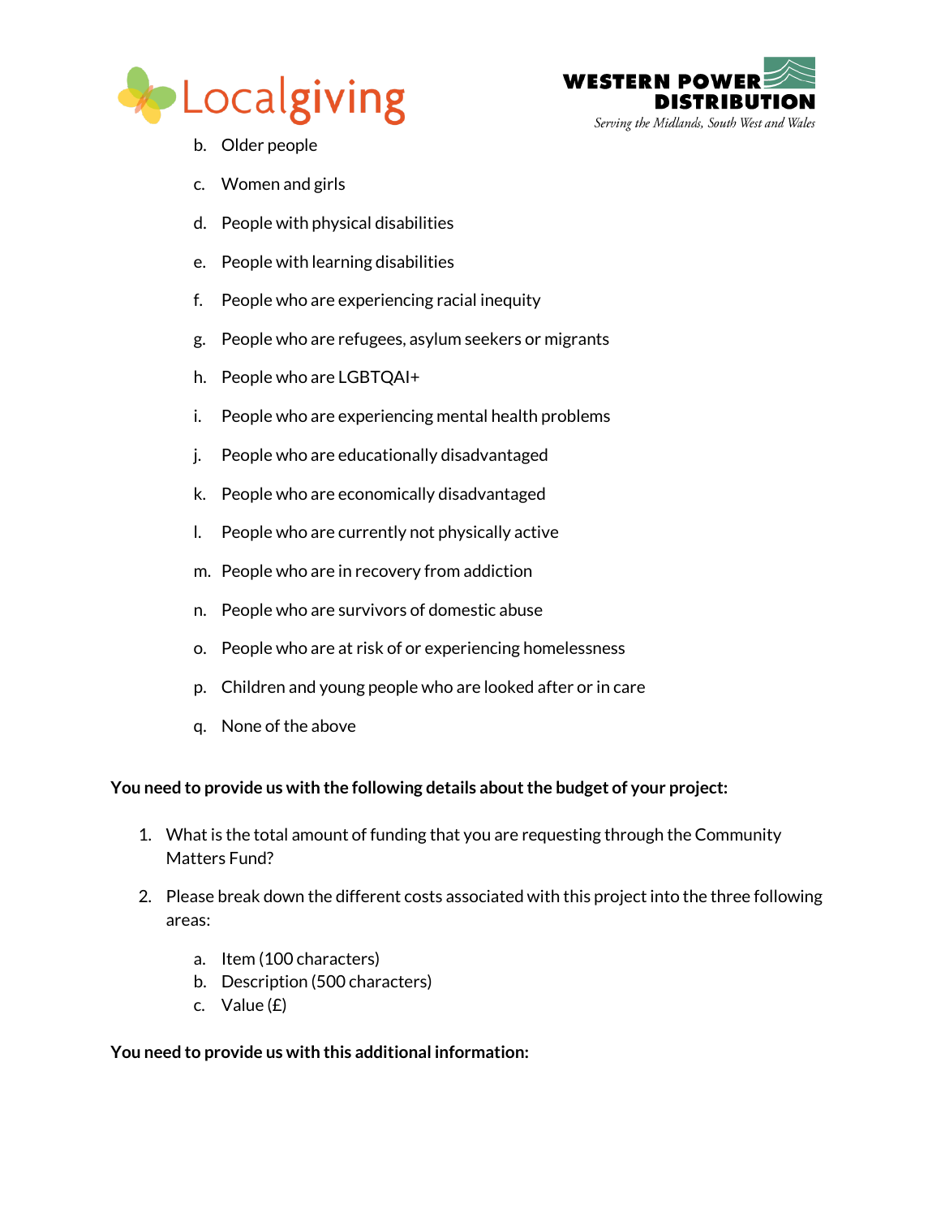b. Older people

c. Women and girls

d. People with physical disabilities

e. People with learning disabilities

f. People who are experiencing racial inequity

g. People who are refugees, asylum seekers or migrants

h. People who are LGBTQAI+

i. People who are experiencing mental health problems

j. People who are educationally disadvantaged

k. People who are economically disadvantaged

l. People who are currently not physically active

m. People who are in recovery from addiction

n. People who are survivors of domestic abuse

o. People who are at risk of or experiencing homelessness

p. Children and young people who are looked after or in care

q. None of the above

**You need to provide us with the following details about the budget of your project:**

1. What is the total amount of funding that you are requesting through the Community Matters Fund?

2. Please break down the different costs associated with this project into the three following areas:

    a. Item (100 characters)
    b. Description (500 characters)
    c. Value (£)

**You need to provide us with this additional information:**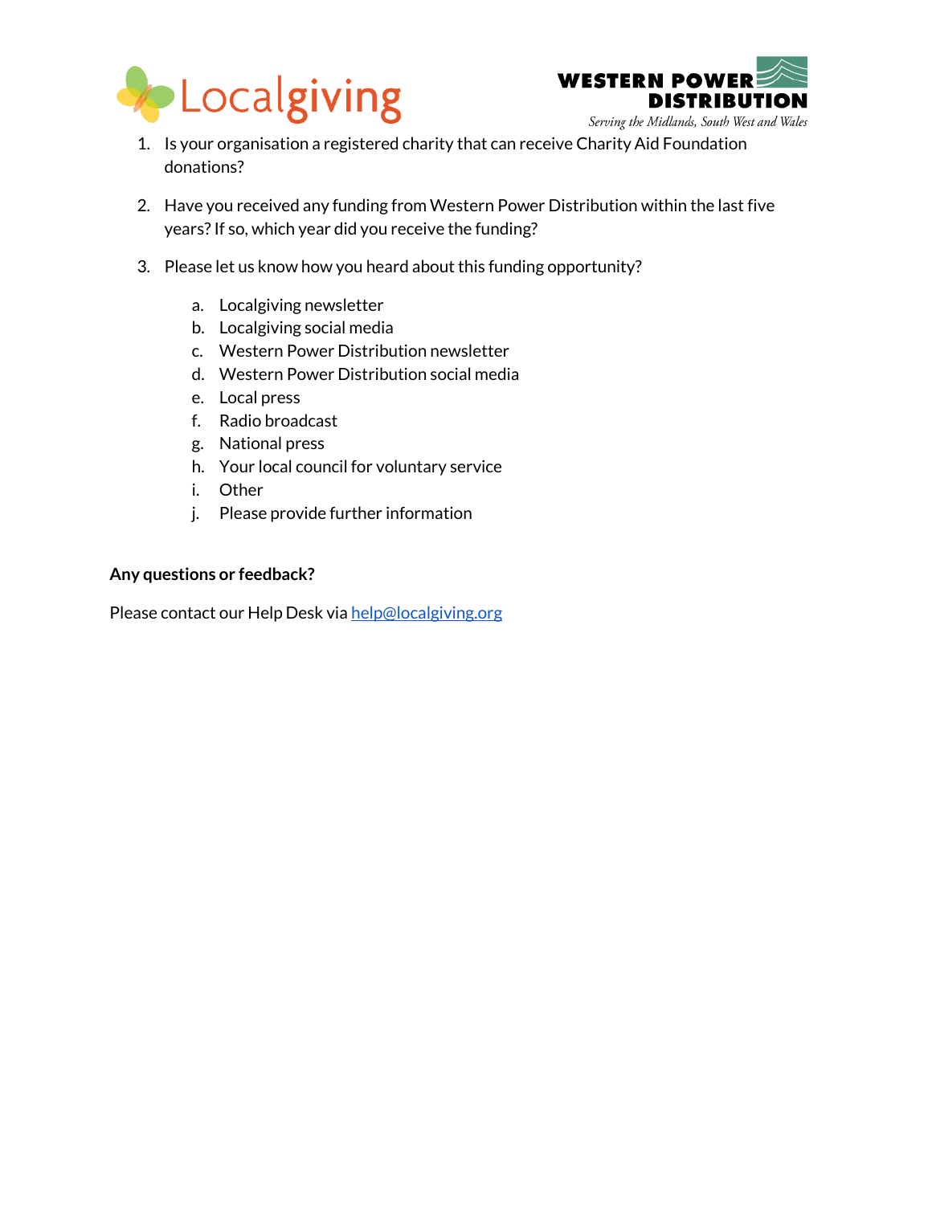1. Is your organisation a registered charity that can receive Charity Aid Foundation donations?

2. Have you received any funding from Western Power Distribution within the last five years? If so, which year did you receive the funding?

3. Please let us know how you heard about this funding opportunity?

    a. Localgiving newsletter
    b. Localgiving social media
    c. Western Power Distribution newsletter
    d. Western Power Distribution social media
    e. Local press
    f. Radio broadcast
    g. National press
    h. Your local council for voluntary service
    i. Other
    j. Please provide further information

**Any questions or feedback?**

Please contact our Help Desk via help@localgiving.org